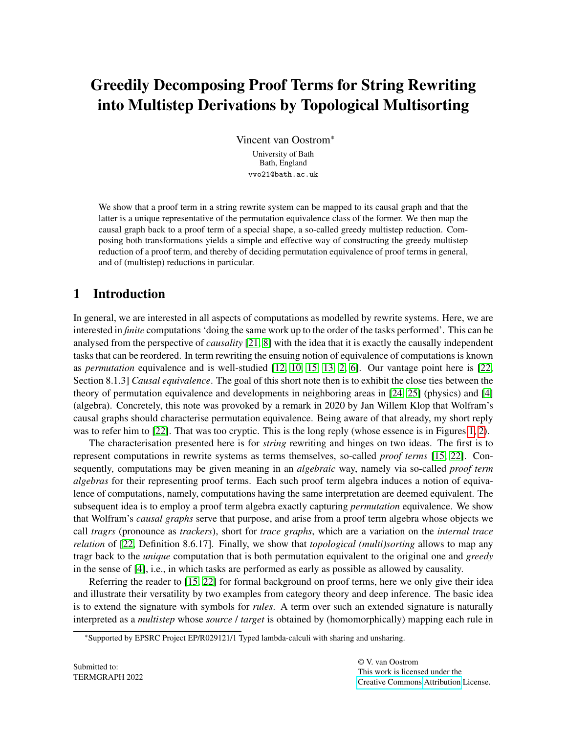# Greedily Decomposing Proof Terms for String Rewriting into Multistep Derivations by Topological Multisorting

Vincent van Oostrom*

University of Bath
Bath, England
vvo21@bath.ac.uk

We show that a proof term in a string rewrite system can be mapped to its causal graph and that the latter is a unique representative of the permutation equivalence class of the former. We then map the causal graph back to a proof term of a special shape, a so-called greedy multistep reduction. Composing both transformations yields a simple and effective way of constructing the greedy multistep reduction of a proof term, and thereby of deciding permutation equivalence of proof terms in general, and of (multistep) reductions in particular.

## 1 Introduction

In general, we are interested in all aspects of computations as modelled by rewrite systems. Here, we are interested in *finite* computations 'doing the same work up to the order of the tasks performed'. This can be analysed from the perspective of *causality* [21, 8] with the idea that it is exactly the causally independent tasks that can be reordered. In term rewriting the ensuing notion of equivalence of computations is known as *permutation* equivalence and is well-studied [12, 10, 15, 13, 2, 6]. Our vantage point here is [22, Section 8.1.3] *Causal equivalence*. The goal of this short note then is to exhibit the close ties between the theory of permutation equivalence and developments in neighboring areas in [24, 25] (physics) and [4] (algebra). Concretely, this note was provoked by a remark in 2020 by Jan Willem Klop that Wolfram's causal graphs should characterise permutation equivalence. Being aware of that already, my short reply was to refer him to [22]. That was too cryptic. This is the long reply (whose essence is in Figures 1, 2).

The characterisation presented here is for *string* rewriting and hinges on two ideas. The first is to represent computations in rewrite systems as terms themselves, so-called *proof terms* [15, 22]. Consequently, computations may be given meaning in an *algebraic* way, namely via so-called *proof term algebras* for their representing proof terms. Each such proof term algebra induces a notion of equivalence of computations, namely, computations having the same interpretation are deemed equivalent. The subsequent idea is to employ a proof term algebra exactly capturing *permutation* equivalence. We show that Wolfram's *causal graphs* serve that purpose, and arise from a proof term algebra whose objects we call *tragrs* (pronounce as *trackers*), short for *trace graphs*, which are a variation on the *internal trace relation* of [22, Definition 8.6.17]. Finally, we show that *topological (multi)sorting* allows to map any tragr back to the *unique* computation that is both permutation equivalent to the original one and *greedy* in the sense of [4], i.e., in which tasks are performed as early as possible as allowed by causality.

Referring the reader to [15, 22] for formal background on proof terms, here we only give their idea and illustrate their versatility by two examples from category theory and deep inference. The basic idea is to extend the signature with symbols for *rules*. A term over such an extended signature is naturally interpreted as a *multistep* whose *source* / *target* is obtained by (homomorphically) mapping each rule in

*Supported by EPSRC Project EP/R029121/1 Typed lambda-calculi with sharing and unsharing.

Submitted to:
TERMGRAPH 2022

© V. van Oostrom
This work is licensed under the
Creative Commons Attribution License.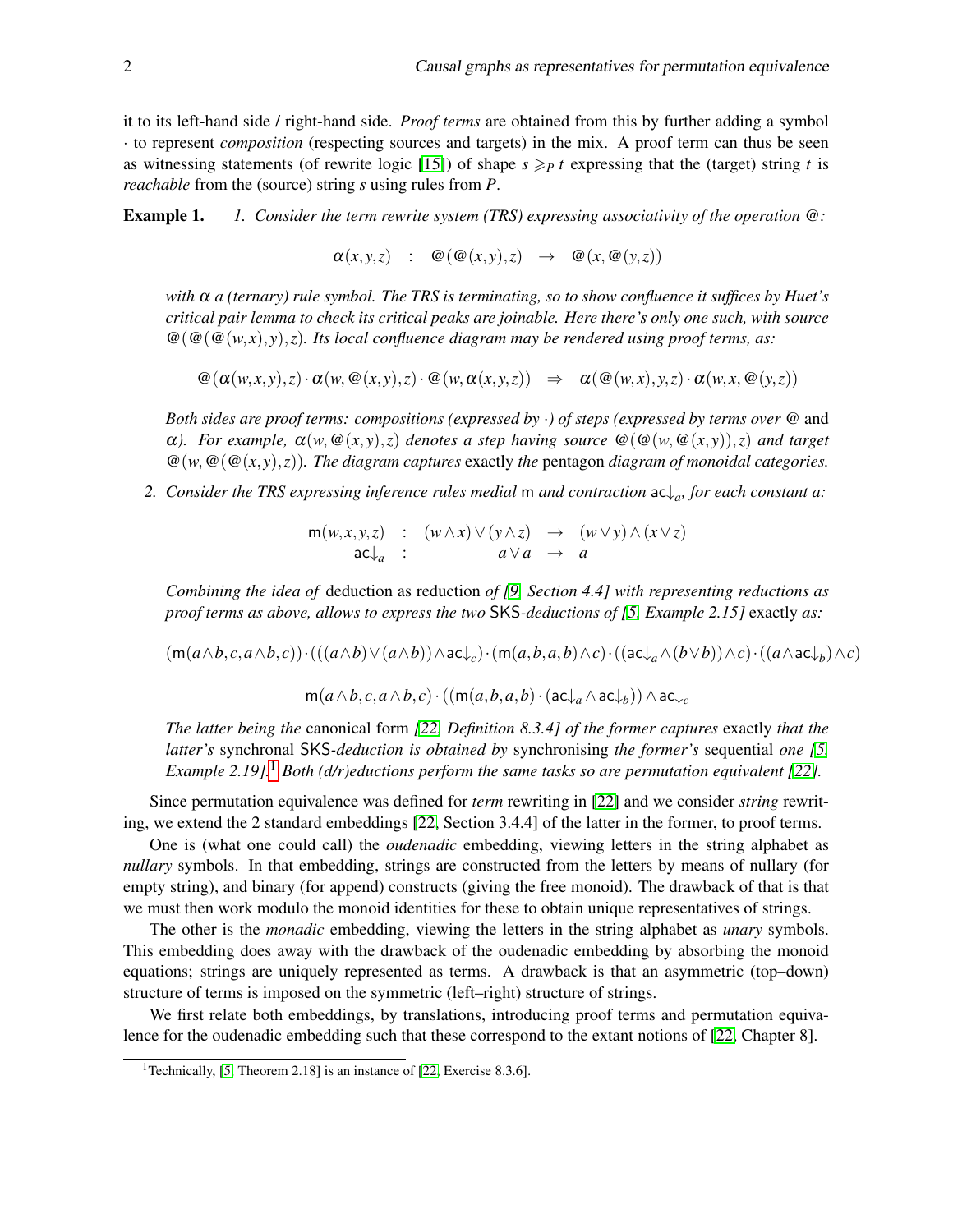it to its left-hand side / right-hand side. *Proof terms* are obtained from this by further adding a symbol $\cdot$ to represent *composition* (respecting sources and targets) in the mix. A proof term can thus be seen as witnessing statements (of rewrite logic [15]) of shape $s \geqslant_P t$ expressing that the (target) string $t$ is *reachable* from the (source) string $s$ using rules from $P$.

**Example 1.** *1. Consider the term rewrite system (TRS) expressing associativity of the operation @:*

$$\alpha(x,y,z) \quad : \quad @(@(x,y),z) \quad \to \quad @(x,@(y,z))$$

*with $\alpha$ a (ternary) rule symbol. The TRS is terminating, so to show confluence it suffices by Huet's critical pair lemma to check its critical peaks are joinable. Here there's only one such, with source $@(@(@(w,x),y),z)$. Its local confluence diagram may be rendered using proof terms, as:*

$$@(\alpha(w,x,y),z)\cdot\alpha(w,@(x,y),z)\cdot @(w,\alpha(x,y,z)) \quad \Rightarrow \quad \alpha(@(w,x),y,z)\cdot\alpha(w,x,@(y,z))$$

*Both sides are proof terms: compositions (expressed by $\cdot$) of steps (expressed by terms over @ and $\alpha$). For example, $\alpha(w,@(x,y),z)$ denotes a step having source $@(@(w,@(x,y)),z)$ and target $@(w,@(@(x,y),z))$. The diagram captures* exactly *the* pentagon *diagram of monoidal categories.*

*2. Consider the TRS expressing inference rules medial* $\mathsf{m}$ *and contraction $\mathsf{ac}{\downarrow}_a$, for each constant $a$:*

$$\begin{array}{lcrcl} \mathsf{m}(w,x,y,z) & : & (w\wedge x)\vee(y\wedge z) & \to & (w\vee y)\wedge(x\vee z) \\ \mathsf{ac}{\downarrow}_a & : & a\vee a & \to & a \end{array}$$

*Combining the idea of* deduction as reduction *of [9, Section 4.4] with representing reductions as proof terms as above, allows to express the two* SKS*-deductions of [5, Example 2.15]* exactly *as:*

$$(\mathsf{m}(a\wedge b,c,a\wedge b,c))\cdot(((a\wedge b)\vee(a\wedge b))\wedge\mathsf{ac}{\downarrow}_c)\cdot(\mathsf{m}(a,b,a,b)\wedge c)\cdot((\mathsf{ac}{\downarrow}_a\wedge(b\vee b))\wedge c)\cdot((a\wedge\mathsf{ac}{\downarrow}_b)\wedge c)$$

$$\mathsf{m}(a\wedge b,c,a\wedge b,c)\cdot((\mathsf{m}(a,b,a,b)\cdot(\mathsf{ac}{\downarrow}_a\wedge\mathsf{ac}{\downarrow}_b))\wedge\mathsf{ac}{\downarrow}_c$$

*The latter being the* canonical form *[22, Definition 8.3.4] of the former captures* exactly *that the latter's* synchronal SKS*-deduction is obtained by* synchronising *the former's* sequential *one [5, Example 2.19].[1] Both (d/r)eductions perform the same tasks so are permutation equivalent [22].*

Since permutation equivalence was defined for *term* rewriting in [22] and we consider *string* rewriting, we extend the 2 standard embeddings [22, Section 3.4.4] of the latter in the former, to proof terms.

One is (what one could call) the *oudenadic* embedding, viewing letters in the string alphabet as *nullary* symbols. In that embedding, strings are constructed from the letters by means of nullary (for empty string), and binary (for append) constructs (giving the free monoid). The drawback of that is that we must then work modulo the monoid identities for these to obtain unique representatives of strings.

The other is the *monadic* embedding, viewing the letters in the string alphabet as *unary* symbols. This embedding does away with the drawback of the oudenadic embedding by absorbing the monoid equations; strings are uniquely represented as terms. A drawback is that an asymmetric (top–down) structure of terms is imposed on the symmetric (left–right) structure of strings.

We first relate both embeddings, by translations, introducing proof terms and permutation equivalence for the oudenadic embedding such that these correspond to the extant notions of [22, Chapter 8].

[1] Technically, [5, Theorem 2.18] is an instance of [22, Exercise 8.3.6].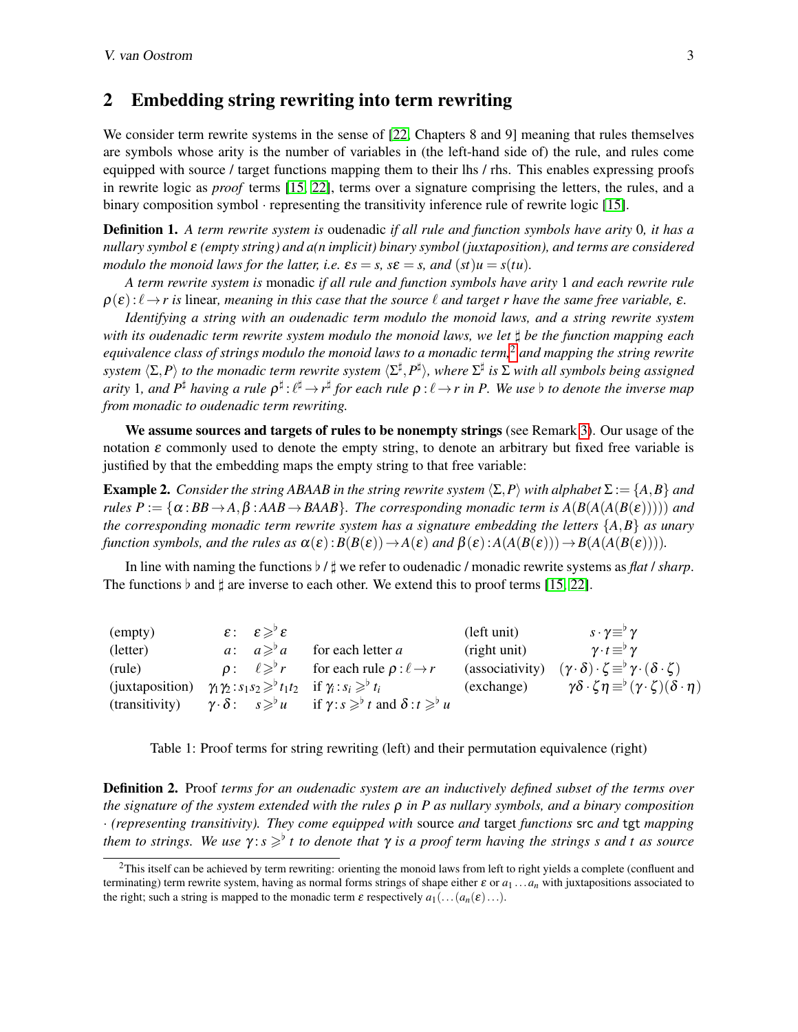## 2 Embedding string rewriting into term rewriting

We consider term rewrite systems in the sense of [22, Chapters 8 and 9] meaning that rules themselves are symbols whose arity is the number of variables in (the left-hand side of) the rule, and rules come equipped with source / target functions mapping them to their lhs / rhs. This enables expressing proofs in rewrite logic as *proof* terms [15, 22], terms over a signature comprising the letters, the rules, and a binary composition symbol $\cdot$ representing the transitivity inference rule of rewrite logic [15].

**Definition 1.** *A term rewrite system is* oudenadic *if all rule and function symbols have arity* 0*, it has a nullary symbol $\varepsilon$ (empty string) and a(n implicit) binary symbol (juxtaposition), and terms are considered modulo the monoid laws for the latter, i.e. $\varepsilon s = s$, $s\varepsilon = s$, and $(st)u = s(tu)$.*

*A term rewrite system is* monadic *if all rule and function symbols have arity* 1 *and each rewrite rule $\rho(\varepsilon) : \ell \to r$ is* linear*, meaning in this case that the source $\ell$ and target $r$ have the same free variable, $\varepsilon$.*

*Identifying a string with an oudenadic term modulo the monoid laws, and a string rewrite system with its oudenadic term rewrite system modulo the monoid laws, we let $\sharp$ be the function mapping each equivalence class of strings modulo the monoid laws to a monadic term,*[2] *and mapping the string rewrite system $\langle \Sigma, P\rangle$ to the monadic term rewrite system $\langle \Sigma^\sharp, P^\sharp\rangle$, where $\Sigma^\sharp$ is $\Sigma$ with all symbols being assigned arity* 1*, and $P^\sharp$ having a rule $\rho^\sharp : \ell^\sharp \to r^\sharp$ for each rule $\rho : \ell \to r$ in $P$. We use $\flat$ to denote the inverse map from monadic to oudenadic term rewriting.*

**We assume sources and targets of rules to be nonempty strings** (see Remark 3). Our usage of the notation $\varepsilon$ commonly used to denote the empty string, to denote an arbitrary but fixed free variable is justified by that the embedding maps the empty string to that free variable:

**Example 2.** *Consider the string ABAAB in the string rewrite system $\langle \Sigma, P\rangle$ with alphabet $\Sigma := \{A, B\}$ and rules $P := \{\alpha : BB \to A, \beta : AAB \to BAAB\}$. The corresponding monadic term is $A(B(A(A(B(\varepsilon)))))$ and the corresponding monadic term rewrite system has a signature embedding the letters $\{A, B\}$ as unary function symbols, and the rules as $\alpha(\varepsilon) : B(B(\varepsilon)) \to A(\varepsilon)$ and $\beta(\varepsilon) : A(A(B(\varepsilon))) \to B(A(A(B(\varepsilon))))$.*

In line with naming the functions $\flat$ / $\sharp$ we refer to oudenadic / monadic rewrite systems as *flat* / *sharp*. The functions $\flat$ and $\sharp$ are inverse to each other. We extend this to proof terms [15, 22].

| | | | | |
|---|---|---|---|---|
| (empty) | $\varepsilon : \ \varepsilon \geqslant^\flat \varepsilon$ | | (left unit) | $s \cdot \gamma \equiv^\flat \gamma$ |
| (letter) | $a : \ a \geqslant^\flat a$ | for each letter $a$ | (right unit) | $\gamma \cdot t \equiv^\flat \gamma$ |
| (rule) | $\rho : \ \ell \geqslant^\flat r$ | for each rule $\rho : \ell \to r$ | (associativity) | $(\gamma \cdot \delta) \cdot \zeta \equiv^\flat \gamma \cdot (\delta \cdot \zeta)$ |
| (juxtaposition) | $\gamma_1\gamma_2 : s_1s_2 \geqslant^\flat t_1t_2$ | if $\gamma_i : s_i \geqslant^\flat t_i$ | (exchange) | $\gamma\delta \cdot \zeta\eta \equiv^\flat (\gamma \cdot \zeta)(\delta \cdot \eta)$ |
| (transitivity) | $\gamma \cdot \delta : \ s \geqslant^\flat u$ | if $\gamma : s \geqslant^\flat t$ and $\delta : t \geqslant^\flat u$ | | |

Table 1: Proof terms for string rewriting (left) and their permutation equivalence (right)

**Definition 2.** Proof *terms for an oudenadic system are an inductively defined subset of the terms over the signature of the system extended with the rules $\rho$ in $P$ as nullary symbols, and a binary composition $\cdot$ (representing transitivity). They come equipped with* source *and* target *functions* src *and* tgt *mapping them to strings. We use $\gamma : s \geqslant^\flat t$ to denote that $\gamma$ is a proof term having the strings $s$ and $t$ as source*

[2] This itself can be achieved by term rewriting: orienting the monoid laws from left to right yields a complete (confluent and terminating) term rewrite system, having as normal forms strings of shape either $\varepsilon$ or $a_1 \dots a_n$ with juxtapositions associated to the right; such a string is mapped to the monadic term $\varepsilon$ respectively $a_1(\dots(a_n(\varepsilon)\dots)$.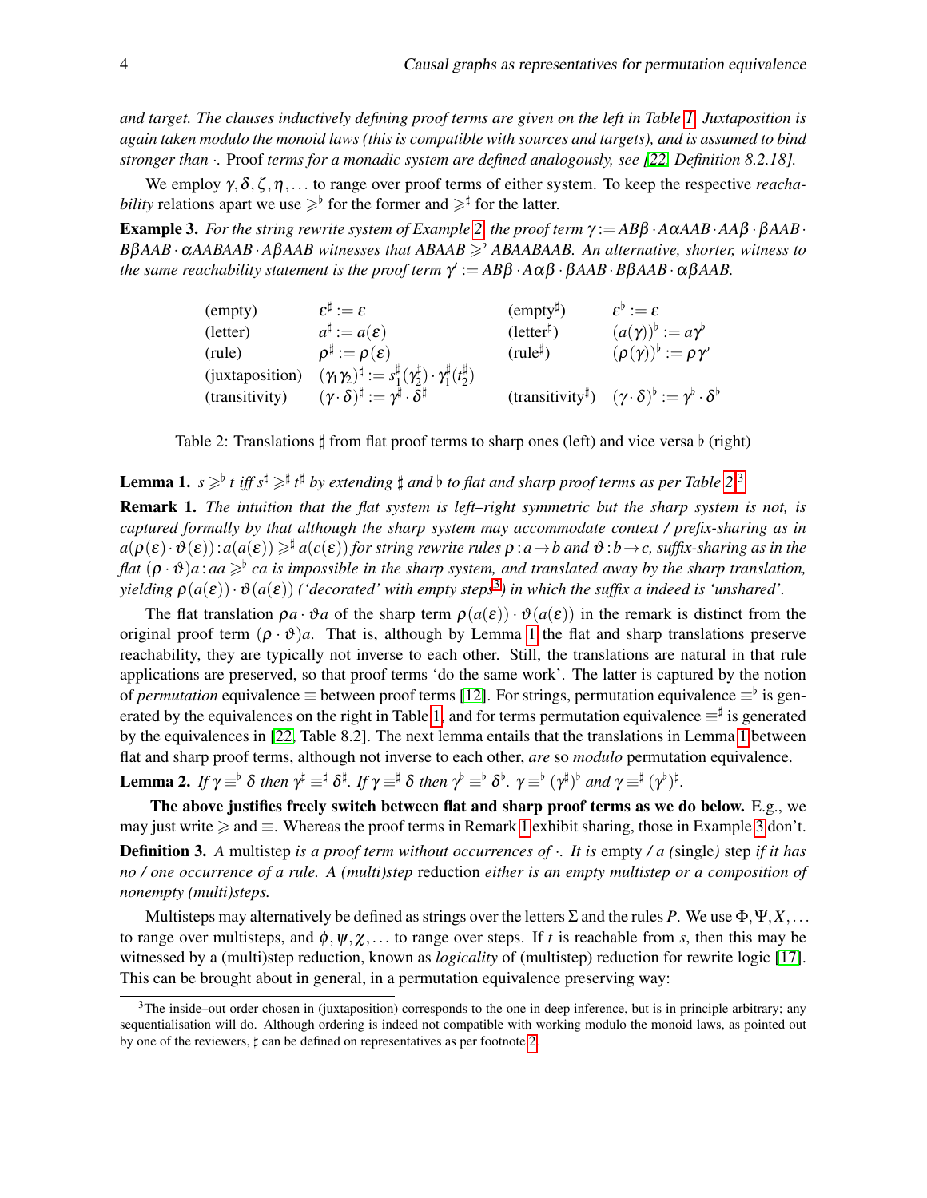*and target. The clauses inductively defining proof terms are given on the left in Table 1. Juxtaposition is again taken modulo the monoid laws (this is compatible with sources and targets), and is assumed to bind stronger than $\cdot$.* Proof *terms for a monadic system are defined analogously, see [22, Definition 8.2.18].*

We employ $\gamma, \delta, \zeta, \eta, \ldots$ to range over proof terms of either system. To keep the respective *reachability* relations apart we use $\geqslant^\flat$ for the former and $\geqslant^\sharp$ for the latter.

**Example 3.** *For the string rewrite system of Example 2, the proof term $\gamma := AB\beta \cdot A\alpha AAB \cdot AA\beta \cdot \beta AAB \cdot B\beta AAB \cdot \alpha AABAAB \cdot A\beta BAAB$ witnesses that $ABAAB \geqslant^\flat ABAABAAB$. An alternative, shorter, witness to the same reachability statement is the proof term $\gamma' := AB\beta \cdot A\alpha\beta \cdot \beta AAB \cdot B\beta AAB \cdot \alpha\beta AAB$.*

| | | | |
|---|---|---|---|
| (empty) | $\varepsilon^\sharp := \varepsilon$ | (empty$^\sharp$) | $\varepsilon^\flat := \varepsilon$ |
| (letter) | $a^\sharp := a(\varepsilon)$ | (letter$^\sharp$) | $(a(\gamma))^\flat := a\gamma^\flat$ |
| (rule) | $\rho^\sharp := \rho(\varepsilon)$ | (rule$^\sharp$) | $(\rho(\gamma))^\flat := \rho\gamma^\flat$ |
| (juxtaposition) | $(\gamma_1\gamma_2)^\sharp := s_1^\sharp(\gamma_2^\sharp) \cdot \gamma_1^\sharp(t_2^\sharp)$ | | |
| (transitivity) | $(\gamma \cdot \delta)^\sharp := \gamma^\sharp \cdot \delta^\sharp$ | (transitivity$^\sharp$) | $(\gamma \cdot \delta)^\flat := \gamma^\flat \cdot \delta^\flat$ |

Table 2: Translations $\sharp$ from flat proof terms to sharp ones (left) and vice versa $\flat$ (right)

**Lemma 1.** *$s \geqslant^\flat t$ iff $s^\sharp \geqslant^\sharp t^\sharp$ by extending $\sharp$ and $\flat$ to flat and sharp proof terms as per Table 2.*[3]

**Remark 1.** *The intuition that the flat system is left–right symmetric but the sharp system is not, is captured formally by that although the sharp system may accommodate context / prefix-sharing as in $a(\rho(\varepsilon) \cdot \vartheta(\varepsilon)) : a(a(\varepsilon)) \geqslant^\sharp a(c(\varepsilon))$ for string rewrite rules $\rho : a \to b$ and $\vartheta : b \to c$, suffix-sharing as in the flat $(\rho \cdot \vartheta)a : aa \geqslant^\flat ca$ is impossible in the sharp system, and translated away by the sharp translation, yielding $\rho(a(\varepsilon)) \cdot \vartheta(a(\varepsilon))$ ('decorated' with empty steps[3]) in which the suffix $a$ indeed is 'unshared'.*

The flat translation $\rho a \cdot \vartheta a$ of the sharp term $\rho(a(\varepsilon)) \cdot \vartheta(a(\varepsilon))$ in the remark is distinct from the original proof term $(\rho \cdot \vartheta)a$. That is, although by Lemma 1 the flat and sharp translations preserve reachability, they are typically not inverse to each other. Still, the translations are natural in that rule applications are preserved, so that proof terms 'do the same work'. The latter is captured by the notion of *permutation* equivalence $\equiv$ between proof terms [12]. For strings, permutation equivalence $\equiv^\flat$ is generated by the equivalences on the right in Table 1, and for terms permutation equivalence $\equiv^\sharp$ is generated by the equivalences in [22, Table 8.2]. The next lemma entails that the translations in Lemma 1 between flat and sharp proof terms, although not inverse to each other, *are* so *modulo* permutation equivalence.

**Lemma 2.** *If $\gamma \equiv^\flat \delta$ then $\gamma^\sharp \equiv^\sharp \delta^\sharp$. If $\gamma \equiv^\sharp \delta$ then $\gamma^\flat \equiv^\flat \delta^\flat$. $\gamma \equiv^\flat (\gamma^\sharp)^\flat$ and $\gamma \equiv^\sharp (\gamma^\flat)^\sharp$.*

**The above justifies freely switch between flat and sharp proof terms as we do below.** E.g., we may just write $\geqslant$ and $\equiv$. Whereas the proof terms in Remark 1 exhibit sharing, those in Example 3 don't.

**Definition 3.** *A* multistep *is a proof term without occurrences of $\cdot$. It is* empty */ a (*single*)* step *if it has no / one occurrence of a rule. A (multi)step* reduction *either is an empty multistep or a composition of nonempty (multi)steps.*

Multisteps may alternatively be defined as strings over the letters $\Sigma$ and the rules $P$. We use $\Phi, \Psi, X, \ldots$ to range over multisteps, and $\phi, \psi, \chi, \ldots$ to range over steps. If $t$ is reachable from $s$, then this may be witnessed by a (multi)step reduction, known as *logicality* of (multistep) reduction for rewrite logic [17]. This can be brought about in general, in a permutation equivalence preserving way:

[3] The inside–out order chosen in (juxtaposition) corresponds to the one in deep inference, but is in principle arbitrary; any sequentialisation will do. Although ordering is indeed not compatible with working modulo the monoid laws, as pointed out by one of the reviewers, $\sharp$ can be defined on representatives as per footnote 2.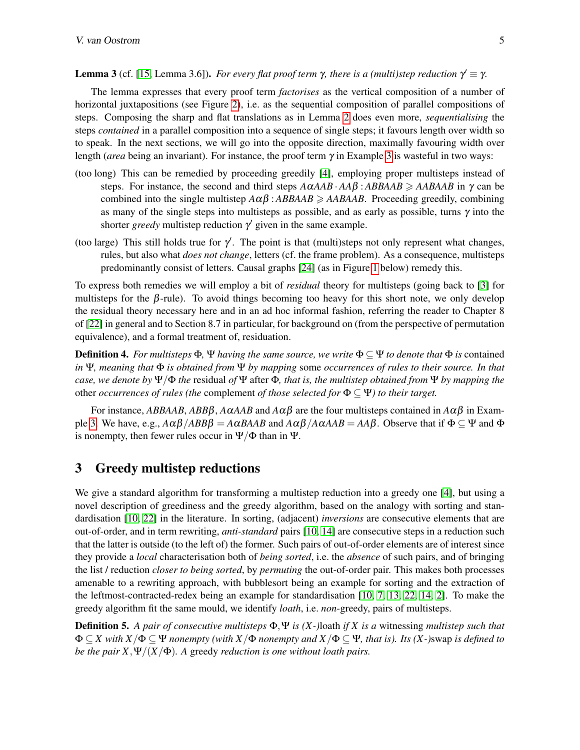**Lemma 3** (cf. [15, Lemma 3.6])**.** *For every flat proof term $\gamma$, there is a (multi)step reduction $\gamma' \equiv \gamma$.*

The lemma expresses that every proof term *factorises* as the vertical composition of a number of horizontal juxtapositions (see Figure 2), i.e. as the sequential composition of parallel compositions of steps. Composing the sharp and flat translations as in Lemma 2 does even more, *sequentialising* the steps *contained* in a parallel composition into a sequence of single steps; it favours length over width so to speak. In the next sections, we will go into the opposite direction, maximally favouring width over length (*area* being an invariant). For instance, the proof term $\gamma$ in Example 3 is wasteful in two ways:

(too long) This can be remedied by proceeding greedily [4], employing proper multisteps instead of steps. For instance, the second and third steps $A\alpha AAB \cdot AA\beta : ABBAAB \geqslant AABAAB$ in $\gamma$ can be combined into the single multistep $A\alpha\beta : ABBAAB \geqslant AABAAB$. Proceeding greedily, combining as many of the single steps into multisteps as possible, and as early as possible, turns $\gamma$ into the shorter *greedy* multistep reduction $\gamma'$ given in the same example.

(too large) This still holds true for $\gamma'$. The point is that (multi)steps not only represent what changes, rules, but also what *does not change*, letters (cf. the frame problem). As a consequence, multisteps predominantly consist of letters. Causal graphs [24] (as in Figure 1 below) remedy this.

To express both remedies we will employ a bit of *residual* theory for multisteps (going back to [3] for multisteps for the $\beta$-rule). To avoid things becoming too heavy for this short note, we only develop the residual theory necessary here and in an ad hoc informal fashion, referring the reader to Chapter 8 of [22] in general and to Section 8.7 in particular, for background on (from the perspective of permutation equivalence), and a formal treatment of, residuation.

**Definition 4.** *For multisteps $\Phi$, $\Psi$ having the same source, we write $\Phi \subseteq \Psi$ to denote that $\Phi$ is* contained *in $\Psi$, meaning that $\Phi$ is obtained from $\Psi$ by mapping* some *occurrences of rules to their source. In that case, we denote by $\Psi/\Phi$ the* residual *of $\Psi$* after *$\Phi$, that is, the multistep obtained from $\Psi$ by mapping the* other *occurrences of rules (the* complement *of those selected for $\Phi \subseteq \Psi$) to their target.*

For instance, $ABBAAB$, $ABB\beta$, $A\alpha AAB$ and $A\alpha\beta$ are the four multisteps contained in $A\alpha\beta$ in Example 3. We have, e.g., $A\alpha\beta/ABB\beta = A\alpha BAAB$ and $A\alpha\beta/A\alpha AAB = AA\beta$. Observe that if $\Phi \subseteq \Psi$ and $\Phi$ is nonempty, then fewer rules occur in $\Psi/\Phi$ than in $\Psi$.

## 3 Greedy multistep reductions

We give a standard algorithm for transforming a multistep reduction into a greedy one [4], but using a novel description of greediness and the greedy algorithm, based on the analogy with sorting and standardisation [10, 22] in the literature. In sorting, (adjacent) *inversions* are consecutive elements that are out-of-order, and in term rewriting, *anti-standard* pairs [10, 14] are consecutive steps in a reduction such that the latter is outside (to the left of) the former. Such pairs of out-of-order elements are of interest since they provide a *local* characterisation both of *being sorted*, i.e. the *absence* of such pairs, and of bringing the list / reduction *closer to being sorted*, by *permuting* the out-of-order pair. This makes both processes amenable to a rewriting approach, with bubblesort being an example for sorting and the extraction of the leftmost-contracted-redex being an example for standardisation [10, 7, 13, 22, 14, 2]. To make the greedy algorithm fit the same mould, we identify *loath*, i.e. *non*-greedy, pairs of multisteps.

**Definition 5.** *A pair of consecutive multisteps $\Phi, \Psi$ is (X-)*loath *if X is a* witnessing *multistep such that $\Phi \subseteq X$ with $X/\Phi \subseteq \Psi$ nonempty (with $X/\Phi$ nonempty and $X/\Phi \subseteq \Psi$, that is). Its (X-)*swap *is defined to be the pair $X, \Psi/(X/\Phi)$. A* greedy *reduction is one without loath pairs.*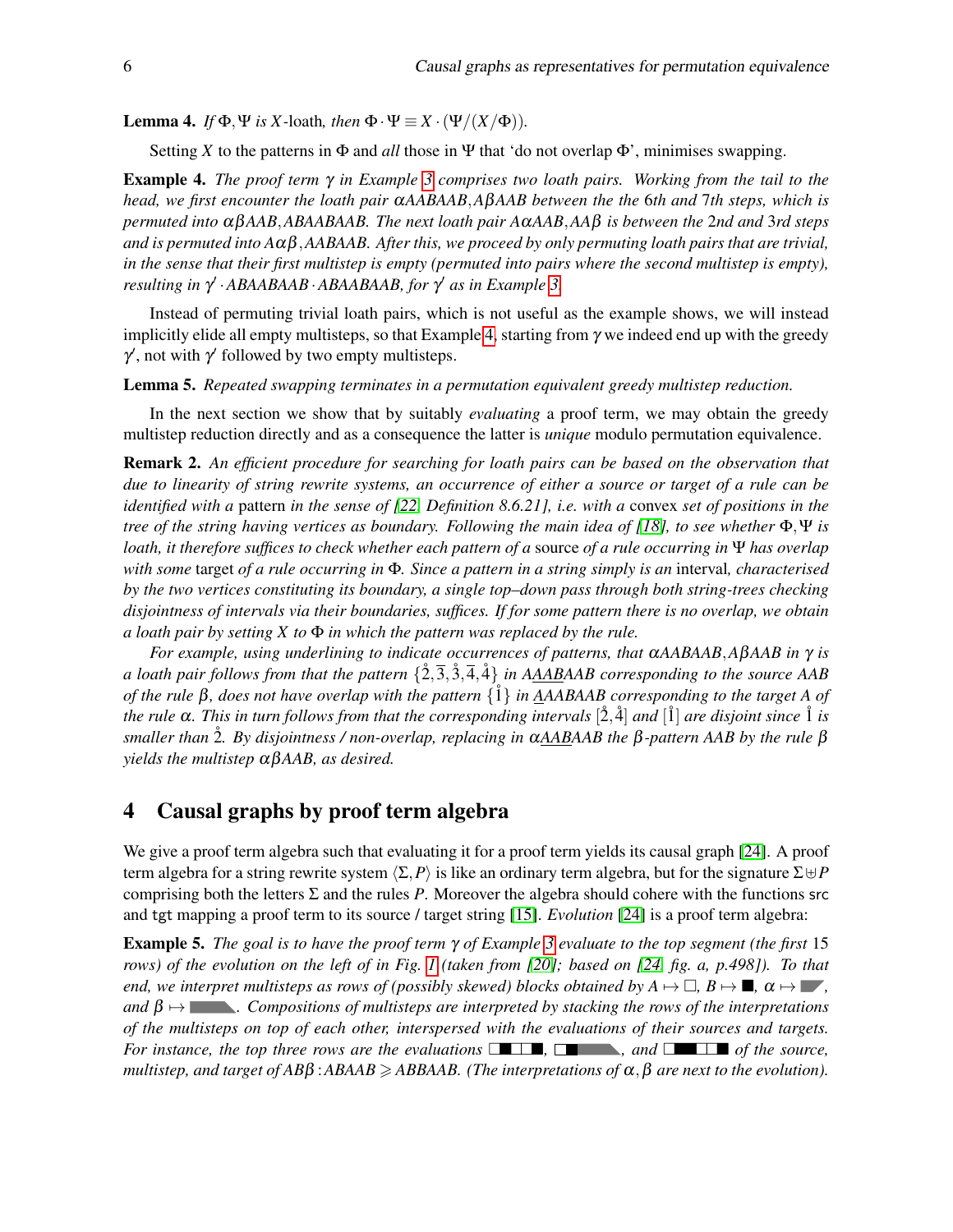**Lemma 4.** *If* $\Phi,\Psi$ *is* $X$-loath*, then* $\Phi \cdot \Psi \equiv X \cdot (\Psi/(X/\Phi))$.

Setting $X$ to the patterns in $\Phi$ and *all* those in $\Psi$ that 'do not overlap $\Phi$', minimises swapping.

**Example 4.** *The proof term* $\gamma$ *in Example 3 comprises two loath pairs. Working from the tail to the head, we first encounter the loath pair* $\alpha AABAAB, A\beta AAB$ *between the the* 6*th and* 7*th steps, which is permuted into* $\alpha\beta AAB, ABAABAAB$*. The next loath pair* $A\alpha AAB, AA\beta$ *is between the* 2*nd and* 3*rd steps and is permuted into* $A\alpha\beta, AABAAB$*. After this, we proceed by only permuting loath pairs that are trivial, in the sense that their first multistep is empty (permuted into pairs where the second multistep is empty), resulting in* $\gamma' \cdot ABAABAAB \cdot ABAABAAB$*, for* $\gamma'$ *as in Example 3.*

Instead of permuting trivial loath pairs, which is not useful as the example shows, we will instead implicitly elide all empty multisteps, so that Example 4, starting from $\gamma$ we indeed end up with the greedy $\gamma'$, not with $\gamma'$ followed by two empty multisteps.

**Lemma 5.** *Repeated swapping terminates in a permutation equivalent greedy multistep reduction.*

In the next section we show that by suitably *evaluating* a proof term, we may obtain the greedy multistep reduction directly and as a consequence the latter is *unique* modulo permutation equivalence.

**Remark 2.** *An efficient procedure for searching for loath pairs can be based on the observation that due to linearity of string rewrite systems, an occurrence of either a source or target of a rule can be identified with a* pattern *in the sense of [22, Definition 8.6.21], i.e. with a* convex *set of positions in the tree of the string having vertices as boundary. Following the main idea of [18], to see whether* $\Phi,\Psi$ *is loath, it therefore suffices to check whether each pattern of a* source *of a rule occurring in* $\Psi$ *has overlap with some* target *of a rule occurring in* $\Phi$*. Since a pattern in a string simply is an* interval*, characterised by the two vertices constituting its boundary, a single top–down pass through both string-trees checking disjointness of intervals via their boundaries, suffices. If for some pattern there is no overlap, we obtain a loath pair by setting* $X$ *to* $\Phi$ *in which the pattern was replaced by the rule.*

*For example, using underlining to indicate occurrences of patterns, that* $\alpha AABAAB, A\beta AAB$ *in* $\gamma$ *is a loath pair follows from that the pattern* $\{\mathring{2},\overline{3},\mathring{3},\overline{4},\mathring{4}\}$ *in* $A\underline{AAB}AAB$ *corresponding to the source* $AAB$ *of the rule* $\beta$*, does not have overlap with the pattern* $\{\mathring{1}\}$ *in* $\underline{A}AABAAB$ *corresponding to the target* $A$ *of the rule* $\alpha$*. This in turn follows from that the corresponding intervals* $[\mathring{2},\mathring{4}]$ *and* $[\mathring{1}]$ *are disjoint since* $\mathring{1}$ *is smaller than* $\mathring{2}$*. By disjointness / non-overlap, replacing in* $\alpha\underline{AAB}AAB$ *the* $\beta$*-pattern* $AAB$ *by the rule* $\beta$ *yields the multistep* $\alpha\beta AAB$*, as desired.*

## 4 Causal graphs by proof term algebra

We give a proof term algebra such that evaluating it for a proof term yields its causal graph [24]. A proof term algebra for a string rewrite system $\langle \Sigma, P\rangle$ is like an ordinary term algebra, but for the signature $\Sigma \uplus P$ comprising both the letters $\Sigma$ and the rules $P$. Moreover the algebra should cohere with the functions src and tgt mapping a proof term to its source / target string [15]. *Evolution* [24] is a proof term algebra:

**Example 5.** *The goal is to have the proof term* $\gamma$ *of Example 3 evaluate to the top segment (the first* 15 *rows) of the evolution on the left of in Fig. 1 (taken from [20]; based on [24, fig. a, p.498]). To that end, we interpret multisteps as rows of (possibly skewed) blocks obtained by* $A \mapsto \square$*,* $B \mapsto \blacksquare$*,* $\alpha \mapsto$ ▰*, and* $\beta \mapsto$ ▬*. Compositions of multisteps are interpreted by stacking the rows of the interpretations of the multisteps on top of each other, interspersed with the evaluations of their sources and targets. For instance, the top three rows are the evaluations* □■□□■*,* □■▬*, and* □■■□□■ *of the source, multistep, and target of* $AB\beta : ABAAB \geqslant ABBAAB$*. (The interpretations of* $\alpha,\beta$ *are next to the evolution).*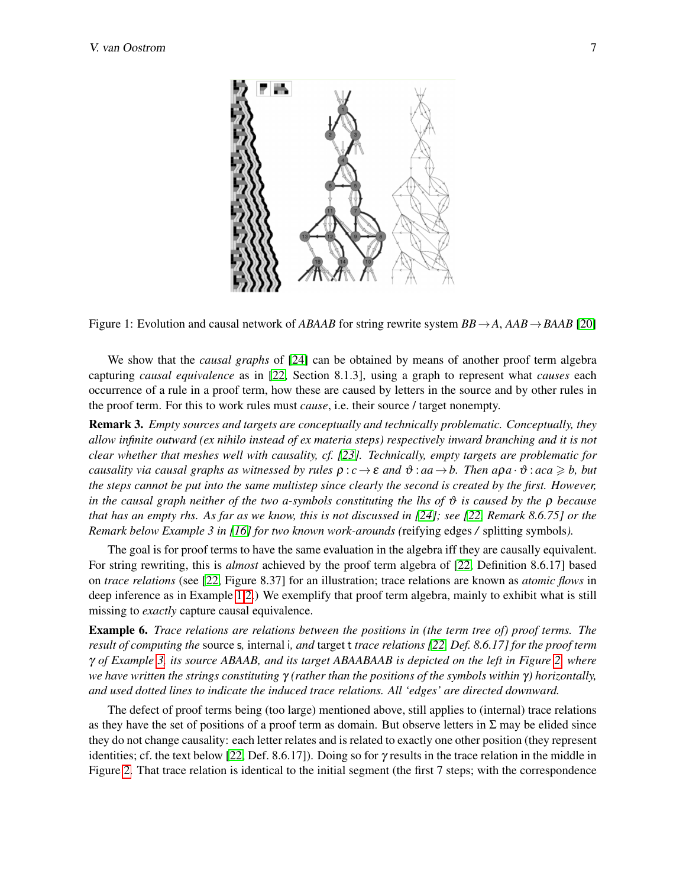Figure 1: Evolution and causal network of *ABAAB* for string rewrite system $BB \to A$, $AAB \to BAAB$ [20]

We show that the *causal graphs* of [24] can be obtained by means of another proof term algebra capturing *causal equivalence* as in [22, Section 8.1.3], using a graph to represent what *causes* each occurrence of a rule in a proof term, how these are caused by letters in the source and by other rules in the proof term. For this to work rules must *cause*, i.e. their source / target nonempty.

**Remark 3.** *Empty sources and targets are conceptually and technically problematic. Conceptually, they allow infinite outward (ex nihilo instead of ex materia steps) respectively inward branching and it is not clear whether that meshes well with causality, cf. [23]. Technically, empty targets are problematic for causality via causal graphs as witnessed by rules $\rho : c \to \varepsilon$ and $\vartheta : aa \to b$. Then $a\rho a \cdot \vartheta : aca \geqslant b$, but the steps cannot be put into the same multistep since clearly the second is created by the first. However, in the causal graph neither of the two a-symbols constituting the lhs of $\vartheta$ is caused by the $\rho$ because that has an empty rhs. As far as we know, this is not discussed in [24]; see [22, Remark 8.6.75] or the Remark below Example 3 in [16] for two known work-arounds (*reifying edges / splitting symbols*).*

The goal is for proof terms to have the same evaluation in the algebra iff they are causally equivalent. For string rewriting, this is *almost* achieved by the proof term algebra of [22, Definition 8.6.17] based on *trace relations* (see [22, Figure 8.37] for an illustration; trace relations are known as *atomic flows* in deep inference as in Example 1(2).) We exemplify that proof term algebra, mainly to exhibit what is still missing to *exactly* capture causal equivalence.

**Example 6.** *Trace relations are relations between the positions in (the term tree of) proof terms. The result of computing the* source s*, internal* i*, and* target t *trace relations [22, Def. 8.6.17] for the proof term $\gamma$ of Example 3, its source ABAAB, and its target ABAABAAB is depicted on the left in Figure 2, where we have written the strings constituting $\gamma$ (rather than the positions of the symbols within $\gamma$) horizontally, and used dotted lines to indicate the induced trace relations. All 'edges' are directed downward.*

The defect of proof terms being (too large) mentioned above, still applies to (internal) trace relations as they have the set of positions of a proof term as domain. But observe letters in $\Sigma$ may be elided since they do not change causality: each letter relates and is related to exactly one other position (they represent identities; cf. the text below [22, Def. 8.6.17]). Doing so for $\gamma$ results in the trace relation in the middle in Figure 2. That trace relation is identical to the initial segment (the first 7 steps; with the correspondence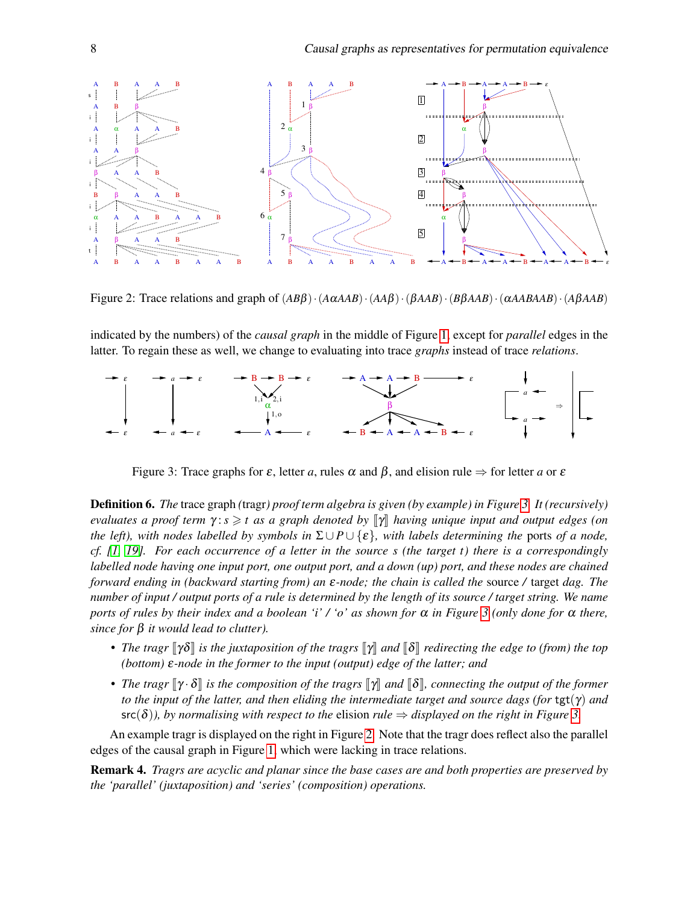Figure 2: Trace relations and graph of $(AB\beta)\cdot(A\alpha AAB)\cdot(AA\beta)\cdot(\beta AAB)\cdot(B\beta AAB)\cdot(\alpha AABAAB)\cdot(A\beta AAB)$

indicated by the numbers) of the *causal graph* in the middle of Figure 1, except for *parallel* edges in the latter. To regain these as well, we change to evaluating into trace *graphs* instead of trace *relations*.

Figure 3: Trace graphs for $\varepsilon$, letter $a$, rules $\alpha$ and $\beta$, and elision rule $\Rightarrow$ for letter $a$ or $\varepsilon$

**Definition 6.** *The* trace graph *(*tragr*) proof term algebra is given (by example) in Figure 3. It (recursively) evaluates a proof term $\gamma : s \geqslant t$ as a graph denoted by $[\![\gamma]\!]$ having unique input and output edges (on the left), with nodes labelled by symbols in $\Sigma \cup P \cup \{\varepsilon\}$, with labels determining the* ports *of a node, cf. [1, 19]. For each occurrence of a letter in the source $s$ (the target $t$) there is a correspondingly labelled node having one input port, one output port, and a down (up) port, and these nodes are chained forward ending in (backward starting from) an $\varepsilon$-node; the chain is called the* source */* target *dag. The number of input / output ports of a rule is determined by the length of its source / target string. We name ports of rules by their index and a boolean 'i' / 'o' as shown for $\alpha$ in Figure 3 (only done for $\alpha$ there, since for $\beta$ it would lead to clutter).*

- *The tragr $[\![\gamma\delta]\!]$ is the juxtaposition of the tragrs $[\![\gamma]\!]$ and $[\![\delta]\!]$ redirecting the edge to (from) the top (bottom) $\varepsilon$-node in the former to the input (output) edge of the latter; and*
- *The tragr $[\![\gamma \cdot \delta]\!]$ is the composition of the tragrs $[\![\gamma]\!]$ and $[\![\delta]\!]$, connecting the output of the former to the input of the latter, and then eliding the intermediate target and source dags (for $\mathtt{tgt}(\gamma)$ and $\mathsf{src}(\delta)$), by normalising with respect to the* elision rule *$\Rightarrow$ displayed on the right in Figure 3.*

An example tragr is displayed on the right in Figure 2. Note that the tragr does reflect also the parallel edges of the causal graph in Figure 1, which were lacking in trace relations.

**Remark 4.** *Tragrs are acyclic and planar since the base cases are and both properties are preserved by the 'parallel' (juxtaposition) and 'series' (composition) operations.*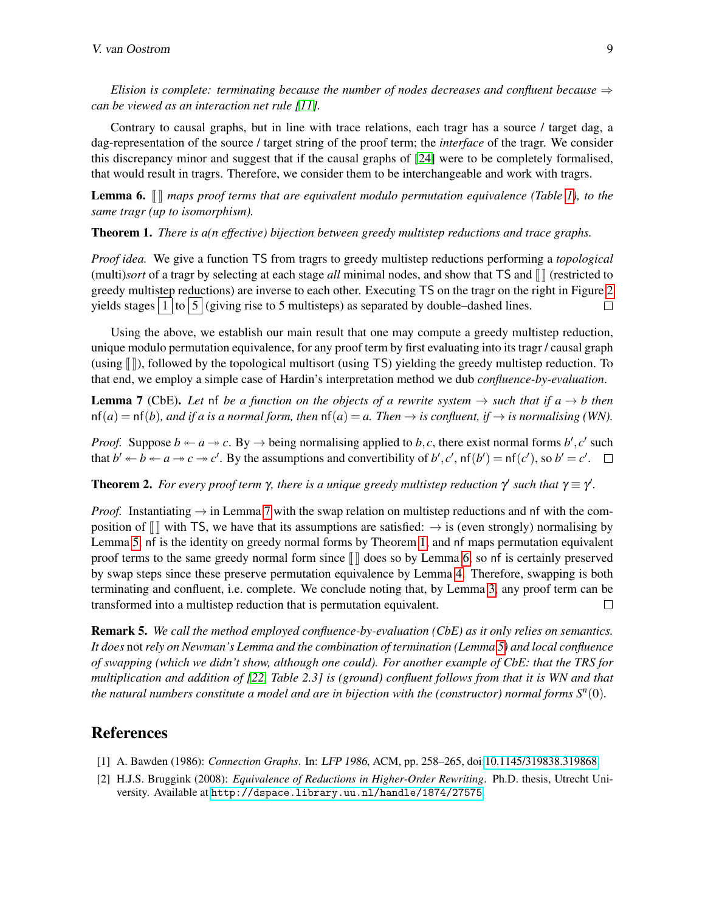*Elision is complete: terminating because the number of nodes decreases and confluent because $\Rightarrow$ can be viewed as an interaction net rule [11].*

Contrary to causal graphs, but in line with trace relations, each tragr has a source / target dag, a dag-representation of the source / target string of the proof term; the *interface* of the tragr. We consider this discrepancy minor and suggest that if the causal graphs of [24] were to be completely formalised, that would result in tragrs. Therefore, we consider them to be interchangeable and work with tragrs.

**Lemma 6.** *$[\![\,]\!]$ maps proof terms that are equivalent modulo permutation equivalence (Table 1), to the same tragr (up to isomorphism).*

**Theorem 1.** *There is a(n effective) bijection between greedy multistep reductions and trace graphs.*

*Proof idea.* We give a function $\mathsf{TS}$ from tragrs to greedy multistep reductions performing a *topological* (multi)*sort* of a tragr by selecting at each stage *all* minimal nodes, and show that $\mathsf{TS}$ and $[\![\,]\!]$ (restricted to greedy multistep reductions) are inverse to each other. Executing $\mathsf{TS}$ on the tragr on the right in Figure 2 yields stages $\boxed{1}$ to $\boxed{5}$ (giving rise to 5 multisteps) as separated by double–dashed lines. □

Using the above, we establish our main result that one may compute a greedy multistep reduction, unique modulo permutation equivalence, for any proof term by first evaluating into its tragr / causal graph (using $[\![\,]\!]$), followed by the topological multisort (using $\mathsf{TS}$) yielding the greedy multistep reduction. To that end, we employ a simple case of Hardin's interpretation method we dub *confluence-by-evaluation*.

**Lemma 7** (CbE)**.** *Let $\mathsf{nf}$ be a function on the objects of a rewrite system $\rightarrow$ such that if $a \rightarrow b$ then $\mathsf{nf}(a) = \mathsf{nf}(b)$, and if $a$ is a normal form, then $\mathsf{nf}(a) = a$. Then $\rightarrow$ is confluent, if $\rightarrow$ is normalising (WN).*

*Proof.* Suppose $b \twoheadleftarrow a \twoheadrightarrow c$. By $\rightarrow$ being normalising applied to $b, c$, there exist normal forms $b', c'$ such that $b' \twoheadleftarrow b \twoheadleftarrow a \twoheadrightarrow c \twoheadrightarrow c'$. By the assumptions and convertibility of $b', c'$, $\mathsf{nf}(b') = \mathsf{nf}(c')$, so $b' = c'$. □

**Theorem 2.** *For every proof term $\gamma$, there is a unique greedy multistep reduction $\gamma'$ such that $\gamma \equiv \gamma'$.*

*Proof.* Instantiating $\rightarrow$ in Lemma 7 with the swap relation on multistep reductions and $\mathsf{nf}$ with the composition of $[\![\,]\!]$ with $\mathsf{TS}$, we have that its assumptions are satisfied: $\rightarrow$ is (even strongly) normalising by Lemma 5, $\mathsf{nf}$ is the identity on greedy normal forms by Theorem 1, and $\mathsf{nf}$ maps permutation equivalent proof terms to the same greedy normal form since $[\![\,]\!]$ does so by Lemma 6, so $\mathsf{nf}$ is certainly preserved by swap steps since these preserve permutation equivalence by Lemma 4. Therefore, swapping is both terminating and confluent, i.e. complete. We conclude noting that, by Lemma 3, any proof term can be transformed into a multistep reduction that is permutation equivalent. □

**Remark 5.** *We call the method employed confluence-by-evaluation (CbE) as it only relies on semantics. It does* not *rely on Newman's Lemma and the combination of termination (Lemma 5) and local confluence of swapping (which we didn't show, although one could). For another example of CbE: that the TRS for multiplication and addition of [22, Table 2.3] is (ground) confluent follows from that it is WN and that the natural numbers constitute a model and are in bijection with the (constructor) normal forms $S^n(0)$.*

## References

[1] A. Bawden (1986): *Connection Graphs*. In: *LFP 1986*, ACM, pp. 258–265, doi:10.1145/319838.319868.

[2] H.J.S. Bruggink (2008): *Equivalence of Reductions in Higher-Order Rewriting*. Ph.D. thesis, Utrecht University. Available at `http://dspace.library.uu.nl/handle/1874/27575`.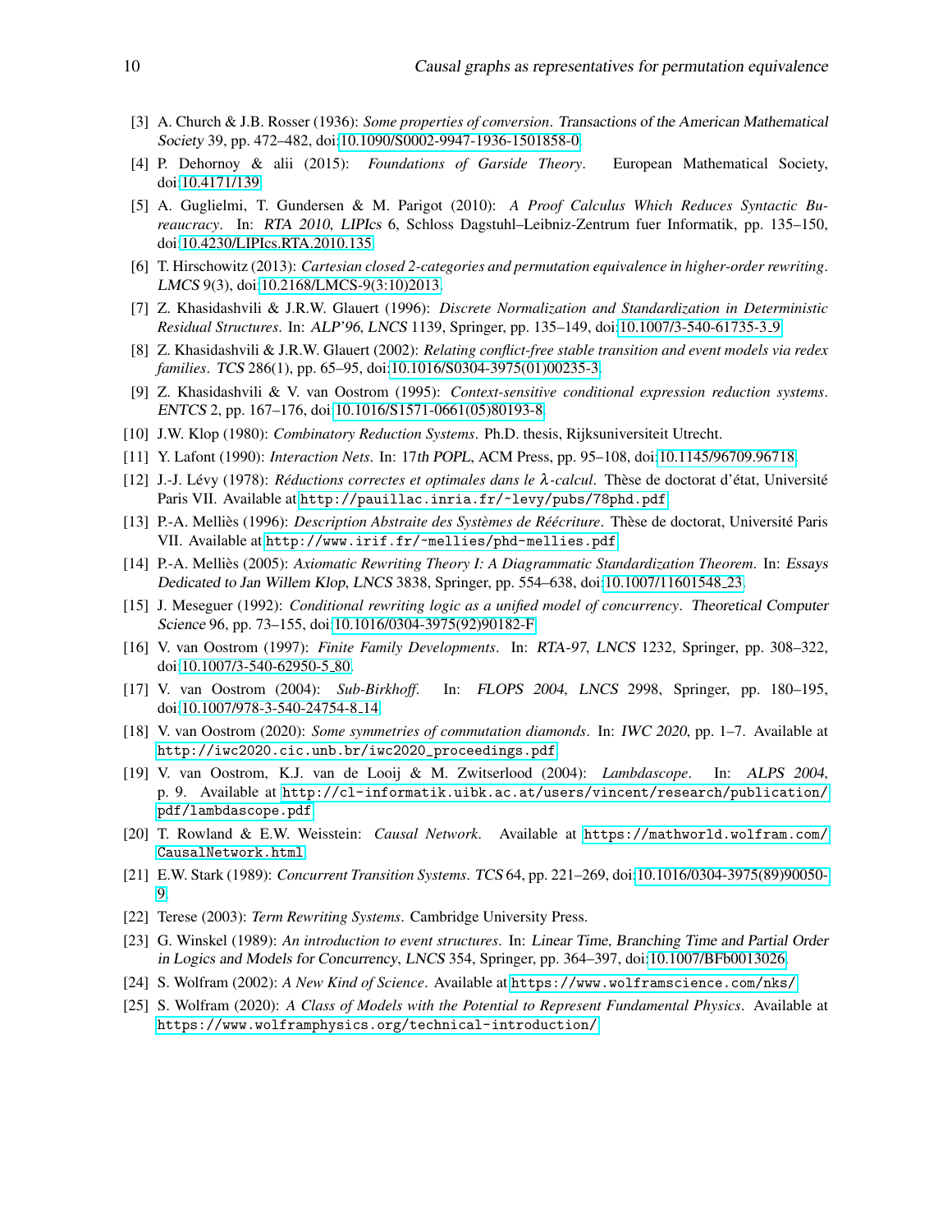[3] A. Church & J.B. Rosser (1936): *Some properties of conversion*. Transactions of the American Mathematical Society 39, pp. 472–482, doi:10.1090/S0002-9947-1936-1501858-0.

[4] P. Dehornoy & alii (2015): *Foundations of Garside Theory*. European Mathematical Society, doi:10.4171/139.

[5] A. Guglielmi, T. Gundersen & M. Parigot (2010): *A Proof Calculus Which Reduces Syntactic Bureaucracy*. In: *RTA 2010*, *LIPIcs* 6, Schloss Dagstuhl–Leibniz-Zentrum fuer Informatik, pp. 135–150, doi:10.4230/LIPIcs.RTA.2010.135.

[6] T. Hirschowitz (2013): *Cartesian closed 2-categories and permutation equivalence in higher-order rewriting*. *LMCS* 9(3), doi:10.2168/LMCS-9(3:10)2013.

[7] Z. Khasidashvili & J.R.W. Glauert (1996): *Discrete Normalization and Standardization in Deterministic Residual Structures*. In: *ALP'96*, *LNCS* 1139, Springer, pp. 135–149, doi:10.1007/3-540-61735-3_9.

[8] Z. Khasidashvili & J.R.W. Glauert (2002): *Relating conflict-free stable transition and event models via redex families*. *TCS* 286(1), pp. 65–95, doi:10.1016/S0304-3975(01)00235-3.

[9] Z. Khasidashvili & V. van Oostrom (1995): *Context-sensitive conditional expression reduction systems*. *ENTCS* 2, pp. 167–176, doi:10.1016/S1571-0661(05)80193-8.

[10] J.W. Klop (1980): *Combinatory Reduction Systems*. Ph.D. thesis, Rijksuniversiteit Utrecht.

[11] Y. Lafont (1990): *Interaction Nets*. In: 17th *POPL*, ACM Press, pp. 95–108, doi:10.1145/96709.96718.

[12] J.-J. Lévy (1978): *Réductions correctes et optimales dans le $\lambda$-calcul*. Thèse de doctorat d'état, Université Paris VII. Available at http://pauillac.inria.fr/~levy/pubs/78phd.pdf.

[13] P.-A. Melliès (1996): *Description Abstraite des Systèmes de Réécriture*. Thèse de doctorat, Université Paris VII. Available at http://www.irif.fr/~mellies/phd-mellies.pdf.

[14] P.-A. Melliès (2005): *Axiomatic Rewriting Theory I: A Diagrammatic Standardization Theorem*. In: Essays Dedicated to Jan Willem Klop, *LNCS* 3838, Springer, pp. 554–638, doi:10.1007/11601548_23.

[15] J. Meseguer (1992): *Conditional rewriting logic as a unified model of concurrency*. Theoretical Computer Science 96, pp. 73–155, doi:10.1016/0304-3975(92)90182-F.

[16] V. van Oostrom (1997): *Finite Family Developments*. In: *RTA-97*, *LNCS* 1232, Springer, pp. 308–322, doi:10.1007/3-540-62950-5_80.

[17] V. van Oostrom (2004): *Sub-Birkhoff*. In: *FLOPS 2004*, *LNCS* 2998, Springer, pp. 180–195, doi:10.1007/978-3-540-24754-8_14.

[18] V. van Oostrom (2020): *Some symmetries of commutation diamonds*. In: *IWC 2020*, pp. 1–7. Available at http://iwc2020.cic.unb.br/iwc2020_proceedings.pdf.

[19] V. van Oostrom, K.J. van de Looij & M. Zwitserlood (2004): *Lambdascope*. In: *ALPS 2004*, p. 9. Available at http://cl-informatik.uibk.ac.at/users/vincent/research/publication/pdf/lambdascope.pdf.

[20] T. Rowland & E.W. Weisstein: *Causal Network*. Available at https://mathworld.wolfram.com/CausalNetwork.html.

[21] E.W. Stark (1989): *Concurrent Transition Systems*. *TCS* 64, pp. 221–269, doi:10.1016/0304-3975(89)90050-9.

[22] Terese (2003): *Term Rewriting Systems*. Cambridge University Press.

[23] G. Winskel (1989): *An introduction to event structures*. In: Linear Time, Branching Time and Partial Order in Logics and Models for Concurrency, *LNCS* 354, Springer, pp. 364–397, doi:10.1007/BFb0013026.

[24] S. Wolfram (2002): *A New Kind of Science*. Available at https://www.wolframscience.com/nks/.

[25] S. Wolfram (2020): *A Class of Models with the Potential to Represent Fundamental Physics*. Available at https://www.wolframphysics.org/technical-introduction/.